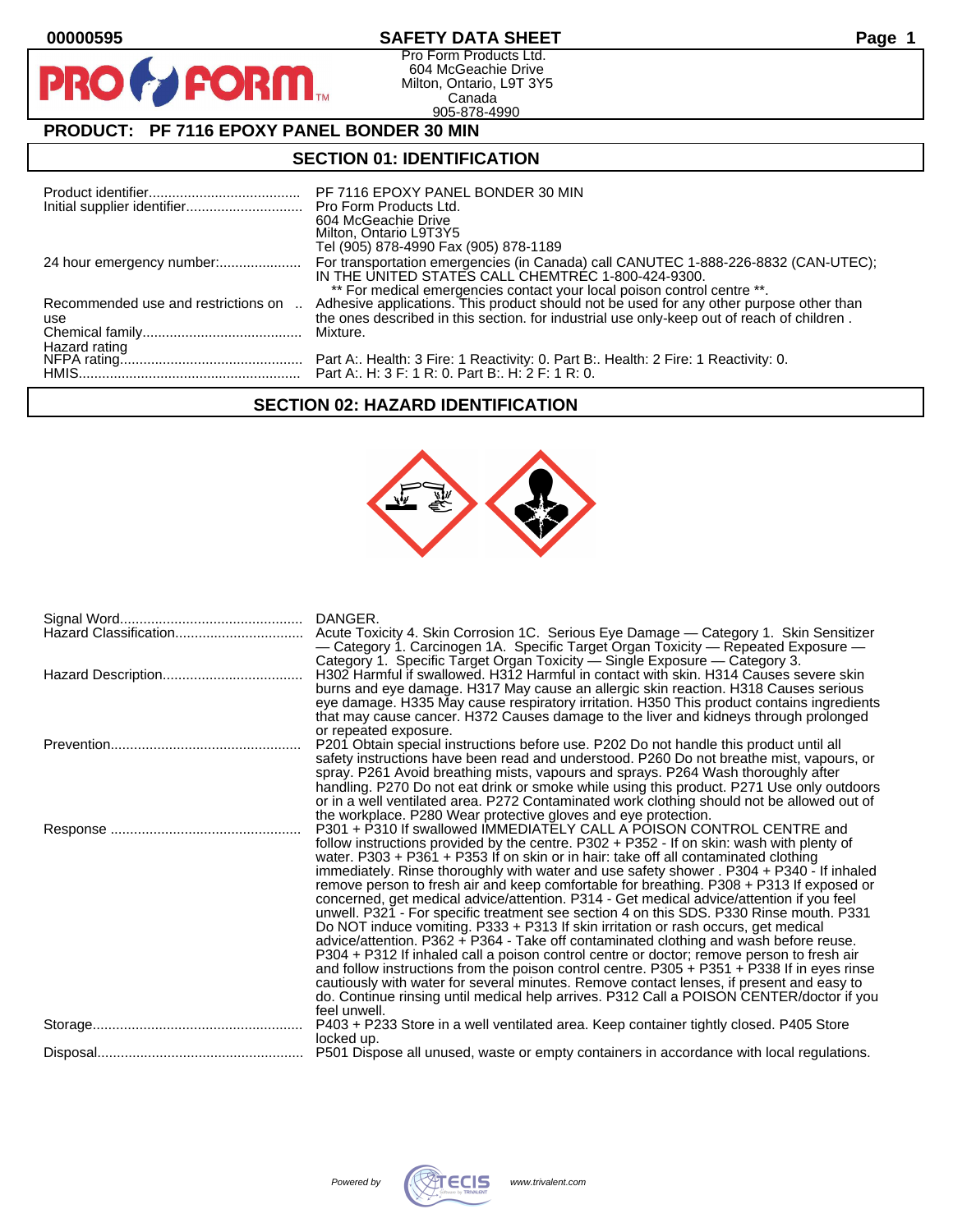00000595

# SAFETY DATA SHEET

Pro Form Products Ltd.
604 McGeachie Drive
Milton, Ontario, L9T 3Y5
Canada
905-878-4990

## PRODUCT: PF 7116 EPOXY PANEL BONDER 30 MIN

## SECTION 01: IDENTIFICATION

| | |
|---|---|
| Product identifier | PF 7116 EPOXY PANEL BONDER 30 MIN |
| Initial supplier identifier | Pro Form Products Ltd.<br>604 McGeachie Drive<br>Milton, Ontario L9T3Y5<br>Tel (905) 878-4990 Fax (905) 878-1189 |
| 24 hour emergency number: | For transportation emergencies (in Canada) call CANUTEC 1-888-226-8832 (CAN-UTEC); IN THE UNITED STATES CALL CHEMTREC 1-800-424-9300.<br>** For medical emergencies contact your local poison control centre **. |
| Recommended use and restrictions on use | Adhesive applications. This product should not be used for any other purpose other than the ones described in this section. for industrial use only-keep out of reach of children . |
| Chemical family | Mixture. |
| Hazard rating | |
| NFPA rating | Part A:. Health: 3 Fire: 1 Reactivity: 0. Part B:. Health: 2 Fire: 1 Reactivity: 0. |
| HMIS | Part A:. H: 3 F: 1 R: 0. Part B:. H: 2 F: 1 R: 0. |

## SECTION 02: HAZARD IDENTIFICATION

| | |
|---|---|
| Signal Word | DANGER. |
| Hazard Classification | Acute Toxicity 4. Skin Corrosion 1C. Serious Eye Damage — Category 1. Skin Sensitizer — Category 1. Carcinogen 1A. Specific Target Organ Toxicity — Repeated Exposure — Category 1. Specific Target Organ Toxicity — Single Exposure — Category 3. |
| Hazard Description | H302 Harmful if swallowed. H312 Harmful in contact with skin. H314 Causes severe skin burns and eye damage. H317 May cause an allergic skin reaction. H318 Causes serious eye damage. H335 May cause respiratory irritation. H350 This product contains ingredients that may cause cancer. H372 Causes damage to the liver and kidneys through prolonged or repeated exposure. |
| Prevention | P201 Obtain special instructions before use. P202 Do not handle this product until all safety instructions have been read and understood. P260 Do not breathe mist, vapours, or spray. P261 Avoid breathing mists, vapours and sprays. P264 Wash thoroughly after handling. P270 Do not eat drink or smoke while using this product. P271 Use only outdoors or in a well ventilated area. P272 Contaminated work clothing should not be allowed out of the workplace. P280 Wear protective gloves and eye protection. |
| Response | P301 + P310 If swallowed IMMEDIATELY CALL A POISON CONTROL CENTRE and follow instructions provided by the centre. P302 + P352 - If on skin: wash with plenty of water. P303 + P361 + P353 If on skin or in hair: take off all contaminated clothing immediately. Rinse thoroughly with water and use safety shower . P304 + P340 - If inhaled remove person to fresh air and keep comfortable for breathing. P308 + P313 If exposed or concerned, get medical advice/attention. P314 - Get medical advice/attention if you feel unwell. P321 - For specific treatment see section 4 on this SDS. P330 Rinse mouth. P331 Do NOT induce vomiting. P333 + P313 If skin irritation or rash occurs, get medical advice/attention. P362 + P364 - Take off contaminated clothing and wash before reuse. P304 + P312 If inhaled call a poison control centre or doctor; remove person to fresh air and follow instructions from the poison control centre. P305 + P351 + P338 If in eyes rinse cautiously with water for several minutes. Remove contact lenses, if present and easy to do. Continue rinsing until medical help arrives. P312 Call a POISON CENTER/doctor if you feel unwell. |
| Storage | P403 + P233 Store in a well ventilated area. Keep container tightly closed. P405 Store locked up. |
| Disposal | P501 Dispose all unused, waste or empty containers in accordance with local regulations. |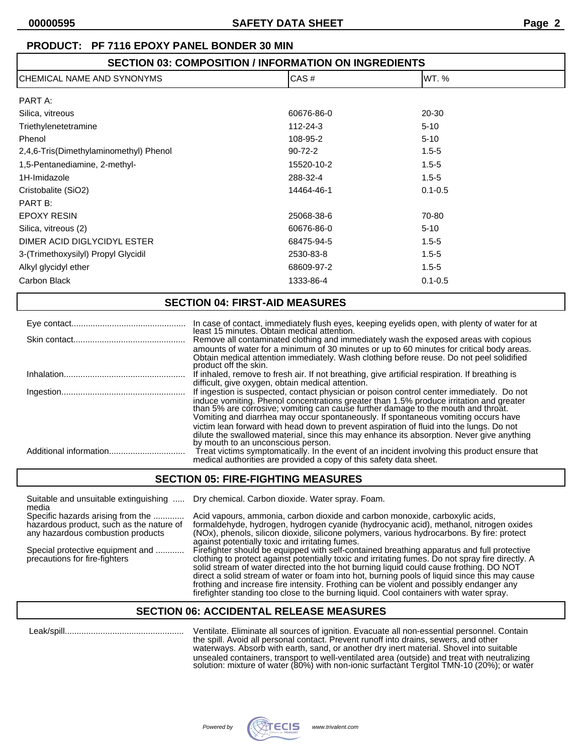**PRODUCT: PF 7116 EPOXY PANEL BONDER 30 MIN**

## SECTION 03: COMPOSITION / INFORMATION ON INGREDIENTS

| CHEMICAL NAME AND SYNONYMS | CAS # | WT. % |
|---|---|---|
| PART A: | | |
| Silica, vitreous | 60676-86-0 | 20-30 |
| Triethylenetetramine | 112-24-3 | 5-10 |
| Phenol | 108-95-2 | 5-10 |
| 2,4,6-Tris(Dimethylaminomethyl) Phenol | 90-72-2 | 1.5-5 |
| 1,5-Pentanediamine, 2-methyl- | 15520-10-2 | 1.5-5 |
| 1H-Imidazole | 288-32-4 | 1.5-5 |
| Cristobalite ($SiO_2$) | 14464-46-1 | 0.1-0.5 |
| PART B: | | |
| EPOXY RESIN | 25068-38-6 | 70-80 |
| Silica, vitreous (2) | 60676-86-0 | 5-10 |
| DIMER ACID DIGLYCIDYL ESTER | 68475-94-5 | 1.5-5 |
| 3-(Trimethoxysilyl) Propyl Glycidil | 2530-83-8 | 1.5-5 |
| Alkyl glycidyl ether | 68609-97-2 | 1.5-5 |
| Carbon Black | 1333-86-4 | 0.1-0.5 |

## SECTION 04: FIRST-AID MEASURES

**Eye contact:** In case of contact, immediately flush eyes, keeping eyelids open, with plenty of water for at least 15 minutes. Obtain medical attention.

**Skin contact:** Remove all contaminated clothing and immediately wash the exposed areas with copious amounts of water for a minimum of 30 minutes or up to 60 minutes for critical body areas. Obtain medical attention immediately. Wash clothing before reuse. Do not peel solidified product off the skin.

**Inhalation:** If inhaled, remove to fresh air. If not breathing, give artificial respiration. If breathing is difficult, give oxygen, obtain medical attention.

**Ingestion:** If ingestion is suspected, contact physician or poison control center immediately. Do not induce vomiting. Phenol concentrations greater than 1.5% produce irritation and greater than 5% are corrosive; vomiting can cause further damage to the mouth and throat. Vomiting and diarrhea may occur spontaneously. If spontaneous vomiting occurs have victim lean forward with head down to prevent aspiration of fluid into the lungs. Do not dilute the swallowed material, since this may enhance its absorption. Never give anything by mouth to an unconscious person.

**Additional information:** Treat victims symptomatically. In the event of an incident involving this product ensure that medical authorities are provided a copy of this safety data sheet.

## SECTION 05: FIRE-FIGHTING MEASURES

**Suitable and unsuitable extinguishing media:** Dry chemical. Carbon dioxide. Water spray. Foam.

**Specific hazards arising from the hazardous product, such as the nature of any hazardous combustion products:** Acid vapours, ammonia, carbon dioxide and carbon monoxide, carboxylic acids, formaldehyde, hydrogen, hydrogen cyanide (hydrocyanic acid), methanol, nitrogen oxides (NOx), phenols, silicon dioxide, silicone polymers, various hydrocarbons. By fire: protect against potentially toxic and irritating fumes.

**Special protective equipment and precautions for fire-fighters:** Firefighter should be equipped with self-contained breathing apparatus and full protective clothing to protect against potentially toxic and irritating fumes. Do not spray fire directly. A solid stream of water directed into the hot burning liquid could cause frothing. DO NOT direct a solid stream of water or foam into hot, burning pools of liquid since this may cause frothing and increase fire intensity. Frothing can be violent and possibly endanger any firefighter standing too close to the burning liquid. Cool containers with water spray.

## SECTION 06: ACCIDENTAL RELEASE MEASURES

**Leak/spill:** Ventilate. Eliminate all sources of ignition. Evacuate all non-essential personnel. Contain the spill. Avoid all personal contact. Prevent runoff into drains, sewers, and other waterways. Absorb with earth, sand, or another dry inert material. Shovel into suitable unsealed containers, transport to well-ventilated area (outside) and treat with neutralizing solution: mixture of water (80%) with non-ionic surfactant Tergitol TMN-10 (20%); or water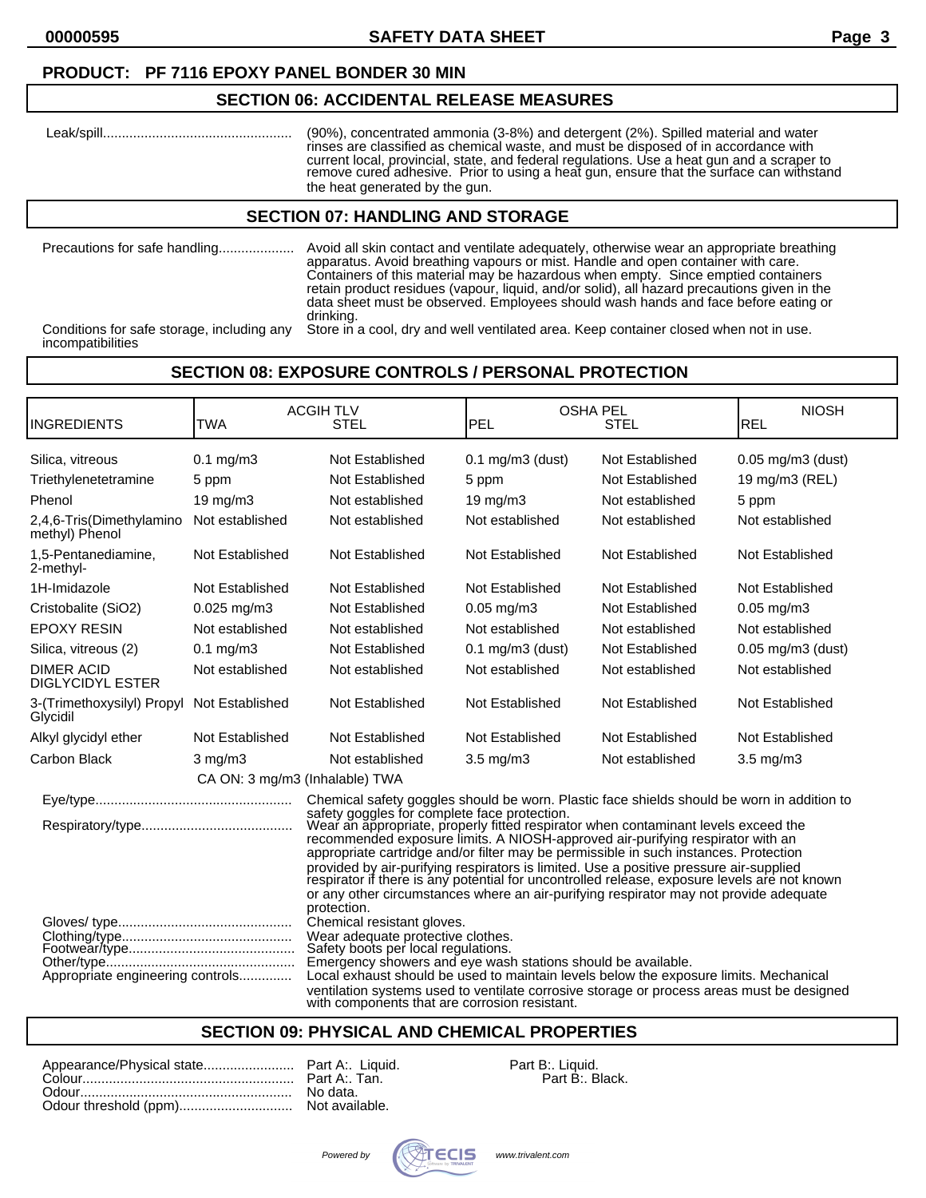**PRODUCT: PF 7116 EPOXY PANEL BONDER 30 MIN**

## SECTION 06: ACCIDENTAL RELEASE MEASURES

Leak/spill.................................................. (90%), concentrated ammonia (3-8%) and detergent (2%). Spilled material and water rinses are classified as chemical waste, and must be disposed of in accordance with current local, provincial, state, and federal regulations. Use a heat gun and a scraper to remove cured adhesive. Prior to using a heat gun, ensure that the surface can withstand the heat generated by the gun.

## SECTION 07: HANDLING AND STORAGE

Precautions for safe handling.................... Avoid all skin contact and ventilate adequately, otherwise wear an appropriate breathing apparatus. Avoid breathing vapours or mist. Handle and open container with care. Containers of this material may be hazardous when empty. Since emptied containers retain product residues (vapour, liquid, and/or solid), all hazard precautions given in the data sheet must be observed. Employees should wash hands and face before eating or drinking.

Conditions for safe storage, including any incompatibilities: Store in a cool, dry and well ventilated area. Keep container closed when not in use.

## SECTION 08: EXPOSURE CONTROLS / PERSONAL PROTECTION

| INGREDIENTS | ACGIH TLV TWA | ACGIH TLV STEL | OSHA PEL PEL | OSHA PEL STEL | NIOSH REL |
|---|---|---|---|---|---|
| Silica, vitreous | 0.1 mg/m3 | Not Established | 0.1 mg/m3 (dust) | Not Established | 0.05 mg/m3 (dust) |
| Triethylenetetramine | 5 ppm | Not Established | 5 ppm | Not Established | 19 mg/m3 (REL) |
| Phenol | 19 mg/m3 | Not established | 19 mg/m3 | Not established | 5 ppm |
| 2,4,6-Tris(Dimethylamino methyl) Phenol | Not established | Not established | Not established | Not established | Not established |
| 1,5-Pentanediamine, 2-methyl- | Not Established | Not Established | Not Established | Not Established | Not Established |
| 1H-Imidazole | Not Established | Not Established | Not Established | Not Established | Not Established |
| Cristobalite (SiO2) | 0.025 mg/m3 | Not Established | 0.05 mg/m3 | Not Established | 0.05 mg/m3 |
| EPOXY RESIN | Not established | Not established | Not established | Not established | Not established |
| Silica, vitreous (2) | 0.1 mg/m3 | Not Established | 0.1 mg/m3 (dust) | Not Established | 0.05 mg/m3 (dust) |
| DIMER ACID DIGLYCIDYL ESTER | Not established | Not established | Not established | Not established | Not established |
| 3-(Trimethoxysilyl) Propyl Glycidil | Not Established | Not Established | Not Established | Not Established | Not Established |
| Alkyl glycidyl ether | Not Established | Not Established | Not Established | Not Established | Not Established |
| Carbon Black | 3 mg/m3 | Not established | 3.5 mg/m3 | Not established | 3.5 mg/m3 |
| | CA ON: 3 mg/m3 (Inhalable) TWA | | | | |

Eye/type.................................................... Chemical safety goggles should be worn. Plastic face shields should be worn in addition to safety goggles for complete face protection.

Respiratory/type........................................ Wear an appropriate, properly fitted respirator when contaminant levels exceed the recommended exposure limits. A NIOSH-approved air-purifying respirator with an appropriate cartridge and/or filter may be permissible in such instances. Protection provided by air-purifying respirators is limited. Use a positive pressure air-supplied respirator if there is any potential for uncontrolled release, exposure levels are not known or any other circumstances where an air-purifying respirator may not provide adequate protection.

Gloves/ type............................................... Chemical resistant gloves.

Clothing/type............................................. Wear adequate protective clothes.

Footwear/type............................................ Safety boots per local regulations.

Other/type.................................................. Emergency showers and eye wash stations should be available.

Appropriate engineering controls.............. Local exhaust should be used to maintain levels below the exposure limits. Mechanical ventilation systems used to ventilate corrosive storage or process areas must be designed with components that are corrosion resistant.

## SECTION 09: PHYSICAL AND CHEMICAL PROPERTIES

Appearance/Physical state........................ Part A:. Liquid. Part B:. Liquid.

Colour........................................................ Part A:. Tan. Part B:. Black.

Odour......................................................... No data.

Odour threshold (ppm).............................. Not available.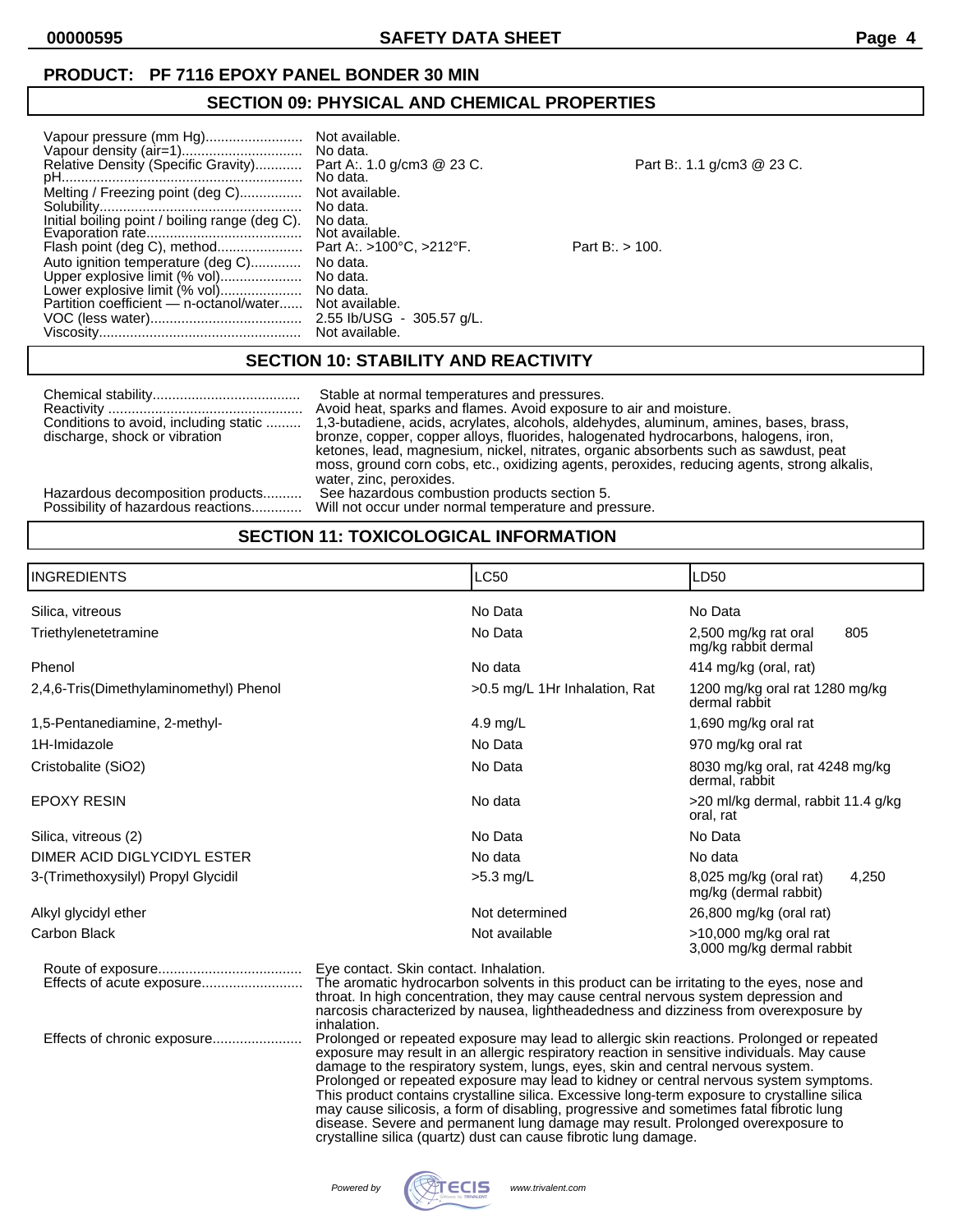**PRODUCT: PF 7116 EPOXY PANEL BONDER 30 MIN**

## SECTION 09: PHYSICAL AND CHEMICAL PROPERTIES

| | | |
|---|---|---|
| Vapour pressure (mm Hg) | Not available. | |
| Vapour density (air=1) | No data. | |
| Relative Density (Specific Gravity) | Part A:. 1.0 g/cm3 @ 23 C. | Part B:. 1.1 g/cm3 @ 23 C. |
| pH | No data. | |
| Melting / Freezing point (deg C) | Not available. | |
| Solubility | No data. | |
| Initial boiling point / boiling range (deg C). | No data. | |
| Evaporation rate | Not available. | |
| Flash point (deg C), method | Part A:. >100°C, >212°F. | Part B:. > 100. |
| Auto ignition temperature (deg C) | No data. | |
| Upper explosive limit (% vol) | No data. | |
| Lower explosive limit (% vol) | No data. | |
| Partition coefficient — n-octanol/water | Not available. | |
| VOC (less water) | 2.55 lb/USG - 305.57 g/L. | |
| Viscosity | Not available. | |

## SECTION 10: STABILITY AND REACTIVITY

Chemical stability: Stable at normal temperatures and pressures.

Reactivity: Avoid heat, sparks and flames. Avoid exposure to air and moisture.

Conditions to avoid, including static discharge, shock or vibration: 1,3-butadiene, acids, acrylates, alcohols, aldehydes, aluminum, amines, bases, brass, bronze, copper, copper alloys, fluorides, halogenated hydrocarbons, halogens, iron, ketones, lead, magnesium, nickel, nitrates, organic absorbents such as sawdust, peat moss, ground corn cobs, etc., oxidizing agents, peroxides, reducing agents, strong alkalis, water, zinc, peroxides.

Hazardous decomposition products: See hazardous combustion products section 5.

Possibility of hazardous reactions: Will not occur under normal temperature and pressure.

## SECTION 11: TOXICOLOGICAL INFORMATION

| INGREDIENTS | LC50 | LD50 |
|---|---|---|
| Silica, vitreous | No Data | No Data |
| Triethylenetetramine | No Data | 2,500 mg/kg rat oral 805 mg/kg rabbit dermal |
| Phenol | No data | 414 mg/kg (oral, rat) |
| 2,4,6-Tris(Dimethylaminomethyl) Phenol | >0.5 mg/L 1Hr Inhalation, Rat | 1200 mg/kg oral rat 1280 mg/kg dermal rabbit |
| 1,5-Pentanediamine, 2-methyl- | 4.9 mg/L | 1,690 mg/kg oral rat |
| 1H-Imidazole | No Data | 970 mg/kg oral rat |
| Cristobalite (SiO2) | No Data | 8030 mg/kg oral, rat 4248 mg/kg dermal, rabbit |
| EPOXY RESIN | No data | >20 ml/kg dermal, rabbit 11.4 g/kg oral, rat |
| Silica, vitreous (2) | No Data | No Data |
| DIMER ACID DIGLYCIDYL ESTER | No data | No data |
| 3-(Trimethoxysilyl) Propyl Glycidil | >5.3 mg/L | 8,025 mg/kg (oral rat) 4,250 mg/kg (dermal rabbit) |
| Alkyl glycidyl ether | Not determined | 26,800 mg/kg (oral rat) |
| Carbon Black | Not available | >10,000 mg/kg oral rat 3,000 mg/kg dermal rabbit |

Route of exposure: Eye contact. Skin contact. Inhalation.

Effects of acute exposure: The aromatic hydrocarbon solvents in this product can be irritating to the eyes, nose and throat. In high concentration, they may cause central nervous system depression and narcosis characterized by nausea, lightheadedness and dizziness from overexposure by inhalation.

Effects of chronic exposure: Prolonged or repeated exposure may lead to allergic skin reactions. Prolonged or repeated exposure may result in an allergic respiratory reaction in sensitive individuals. May cause damage to the respiratory system, lungs, eyes, skin and central nervous system. Prolonged or repeated exposure may lead to kidney or central nervous system symptoms. This product contains crystalline silica. Excessive long-term exposure to crystalline silica may cause silicosis, a form of disabling, progressive and sometimes fatal fibrotic lung disease. Severe and permanent lung damage may result. Prolonged overexposure to crystalline silica (quartz) dust can cause fibrotic lung damage.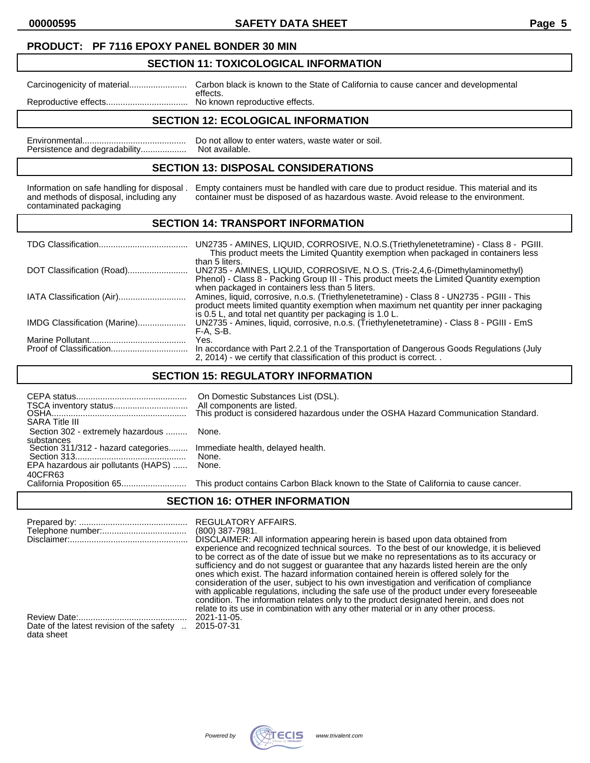**PRODUCT: PF 7116 EPOXY PANEL BONDER 30 MIN**

## SECTION 11: TOXICOLOGICAL INFORMATION

| | |
|---|---|
| Carcinogenicity of material | Carbon black is known to the State of California to cause cancer and developmental effects. |
| Reproductive effects | No known reproductive effects. |

## SECTION 12: ECOLOGICAL INFORMATION

| | |
|---|---|
| Environmental | Do not allow to enter waters, waste water or soil. |
| Persistence and degradability | Not available. |

## SECTION 13: DISPOSAL CONSIDERATIONS

| | |
|---|---|
| Information on safe handling for disposal and methods of disposal, including any contaminated packaging | Empty containers must be handled with care due to product residue. This material and its container must be disposed of as hazardous waste. Avoid release to the environment. |

## SECTION 14: TRANSPORT INFORMATION

| | |
|---|---|
| TDG Classification | UN2735 - AMINES, LIQUID, CORROSIVE, N.O.S.(Triethylenetetramine) - Class 8 - PGIII. This product meets the Limited Quantity exemption when packaged in containers less than 5 liters. |
| DOT Classification (Road) | UN2735 - AMINES, LIQUID, CORROSIVE, N.O.S. (Tris-2,4,6-(Dimethylaminomethyl) Phenol) - Class 8 - Packing Group III - This product meets the Limited Quantity exemption when packaged in containers less than 5 liters. |
| IATA Classification (Air) | Amines, liquid, corrosive, n.o.s. (Triethylenetetramine) - Class 8 - UN2735 - PGIII - This product meets limited quantity exemption when maximum net quantity per inner packaging is 0.5 L, and total net quantity per packaging is 1.0 L. |
| IMDG Classification (Marine) | UN2735 - Amines, liquid, corrosive, n.o.s. (Triethylenetetramine) - Class 8 - PGIII - EmS F-A, S-B. |
| Marine Pollutant | Yes. |
| Proof of Classification | In accordance with Part 2.2.1 of the Transportation of Dangerous Goods Regulations (July 2, 2014) - we certify that classification of this product is correct. . |

## SECTION 15: REGULATORY INFORMATION

| | |
|---|---|
| CEPA status | On Domestic Substances List (DSL). |
| TSCA inventory status | All components are listed. |
| OSHA | This product is considered hazardous under the OSHA Hazard Communication Standard. |
| SARA Title III | |
| Section 302 - extremely hazardous substances | None. |
| Section 311/312 - hazard categories | Immediate health, delayed health. |
| Section 313 | None. |
| EPA hazardous air pollutants (HAPS) 40CFR63 | None. |
| California Proposition 65 | This product contains Carbon Black known to the State of California to cause cancer. |

## SECTION 16: OTHER INFORMATION

| | |
|---|---|
| Prepared by: | REGULATORY AFFAIRS. |
| Telephone number: | (800) 387-7981. |
| Disclaimer: | DISCLAIMER: All information appearing herein is based upon data obtained from experience and recognized technical sources. To the best of our knowledge, it is believed to be correct as of the date of issue but we make no representations as to its accuracy or sufficiency and do not suggest or guarantee that any hazards listed herein are the only ones which exist. The hazard information contained herein is offered solely for the consideration of the user, subject to his own investigation and verification of compliance with applicable regulations, including the safe use of the product under every foreseeable condition. The information relates only to the product designated herein, and does not relate to its use in combination with any other material or in any other process. |
| Review Date: | 2021-11-05. |
| Date of the latest revision of the safety data sheet | 2015-07-31 |